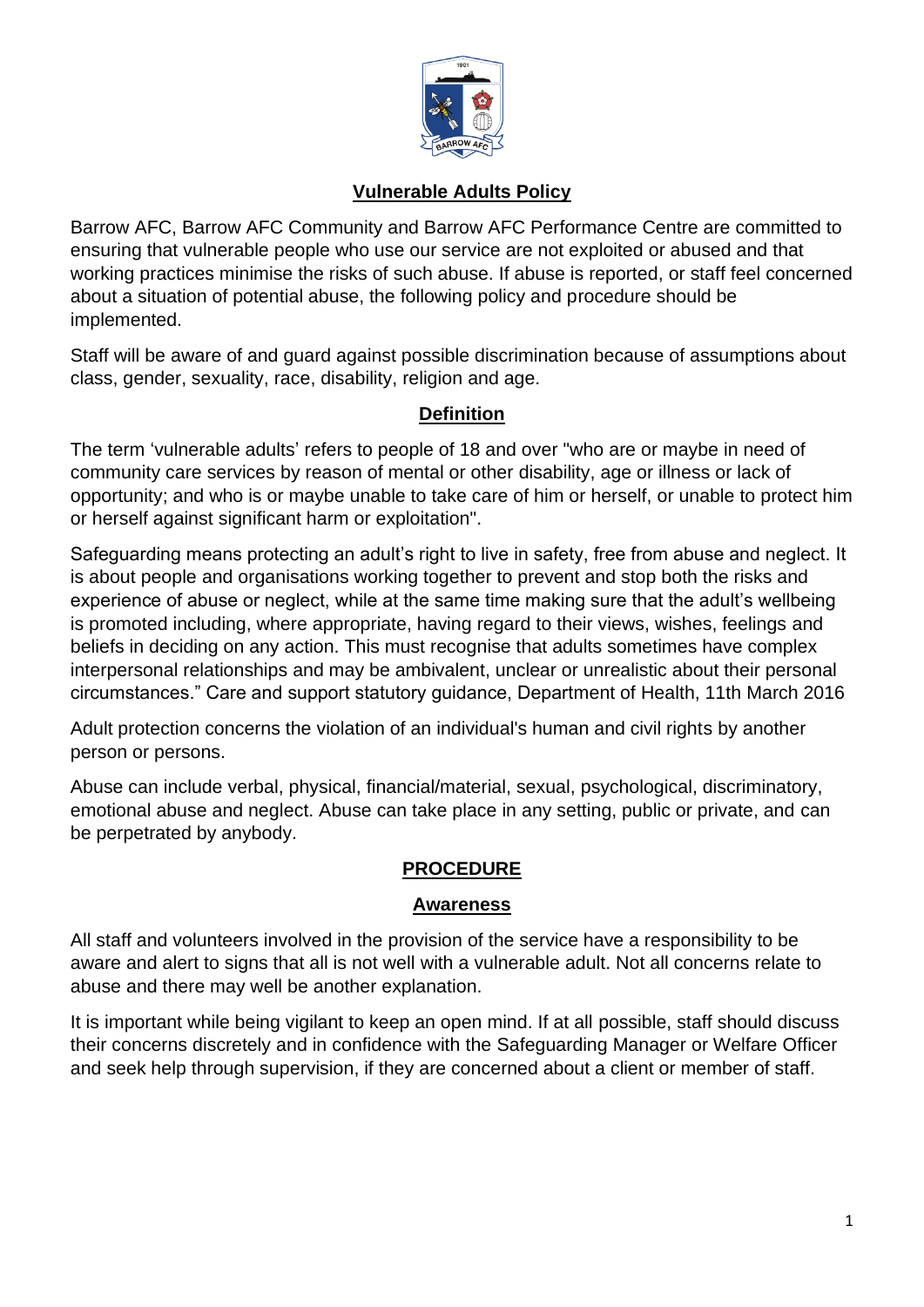# Vulnerable Adults Policy

Barrow AFC, Barrow AFC Community and Barrow AFC Performance Centre are committed to ensuring that vulnerable people who use our service are not exploited or abused and that working practices minimise the risks of such abuse. If abuse is reported, or staff feel concerned about a situation of potential abuse, the following policy and procedure should be implemented.

Staff will be aware of and guard against possible discrimination because of assumptions about class, gender, sexuality, race, disability, religion and age.

## Definition

The term 'vulnerable adults' refers to people of 18 and over "who are or maybe in need of community care services by reason of mental or other disability, age or illness or lack of opportunity; and who is or maybe unable to take care of him or herself, or unable to protect him or herself against significant harm or exploitation".

Safeguarding means protecting an adult's right to live in safety, free from abuse and neglect. It is about people and organisations working together to prevent and stop both the risks and experience of abuse or neglect, while at the same time making sure that the adult's wellbeing is promoted including, where appropriate, having regard to their views, wishes, feelings and beliefs in deciding on any action. This must recognise that adults sometimes have complex interpersonal relationships and may be ambivalent, unclear or unrealistic about their personal circumstances." Care and support statutory guidance, Department of Health, 11th March 2016

Adult protection concerns the violation of an individual's human and civil rights by another person or persons.

Abuse can include verbal, physical, financial/material, sexual, psychological, discriminatory, emotional abuse and neglect. Abuse can take place in any setting, public or private, and can be perpetrated by anybody.

## PROCEDURE

### Awareness

All staff and volunteers involved in the provision of the service have a responsibility to be aware and alert to signs that all is not well with a vulnerable adult. Not all concerns relate to abuse and there may well be another explanation.

It is important while being vigilant to keep an open mind. If at all possible, staff should discuss their concerns discretely and in confidence with the Safeguarding Manager or Welfare Officer and seek help through supervision, if they are concerned about a client or member of staff.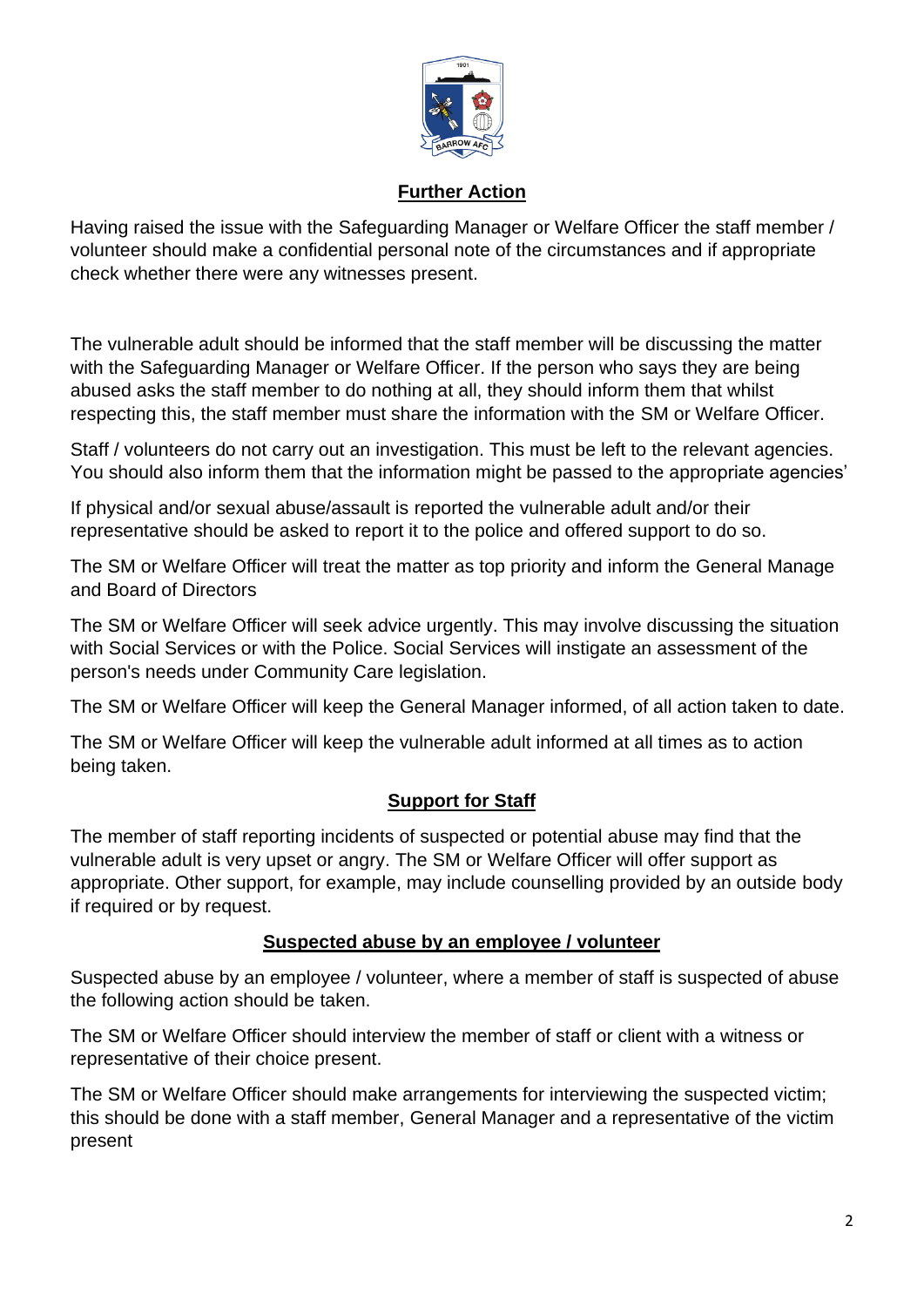## Further Action

Having raised the issue with the Safeguarding Manager or Welfare Officer the staff member / volunteer should make a confidential personal note of the circumstances and if appropriate check whether there were any witnesses present.

The vulnerable adult should be informed that the staff member will be discussing the matter with the Safeguarding Manager or Welfare Officer. If the person who says they are being abused asks the staff member to do nothing at all, they should inform them that whilst respecting this, the staff member must share the information with the SM or Welfare Officer.

Staff / volunteers do not carry out an investigation. This must be left to the relevant agencies. You should also inform them that the information might be passed to the appropriate agencies'

If physical and/or sexual abuse/assault is reported the vulnerable adult and/or their representative should be asked to report it to the police and offered support to do so.

The SM or Welfare Officer will treat the matter as top priority and inform the General Manage and Board of Directors

The SM or Welfare Officer will seek advice urgently. This may involve discussing the situation with Social Services or with the Police. Social Services will instigate an assessment of the person's needs under Community Care legislation.

The SM or Welfare Officer will keep the General Manager informed, of all action taken to date.

The SM or Welfare Officer will keep the vulnerable adult informed at all times as to action being taken.

## Support for Staff

The member of staff reporting incidents of suspected or potential abuse may find that the vulnerable adult is very upset or angry. The SM or Welfare Officer will offer support as appropriate. Other support, for example, may include counselling provided by an outside body if required or by request.

## Suspected abuse by an employee / volunteer

Suspected abuse by an employee / volunteer, where a member of staff is suspected of abuse the following action should be taken.

The SM or Welfare Officer should interview the member of staff or client with a witness or representative of their choice present.

The SM or Welfare Officer should make arrangements for interviewing the suspected victim; this should be done with a staff member, General Manager and a representative of the victim present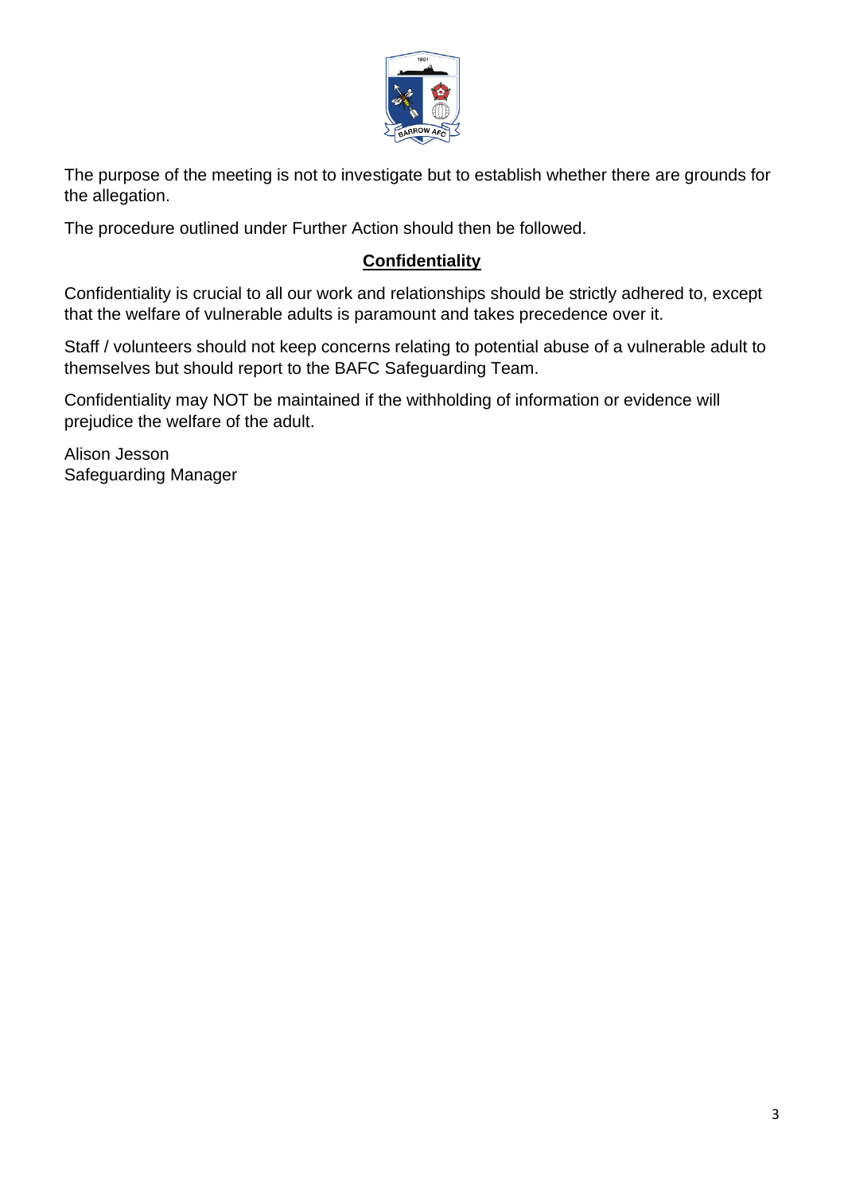The purpose of the meeting is not to investigate but to establish whether there are grounds for the allegation.

The procedure outlined under Further Action should then be followed.

## Confidentiality

Confidentiality is crucial to all our work and relationships should be strictly adhered to, except that the welfare of vulnerable adults is paramount and takes precedence over it.

Staff / volunteers should not keep concerns relating to potential abuse of a vulnerable adult to themselves but should report to the BAFC Safeguarding Team.

Confidentiality may NOT be maintained if the withholding of information or evidence will prejudice the welfare of the adult.

Alison Jesson
Safeguarding Manager